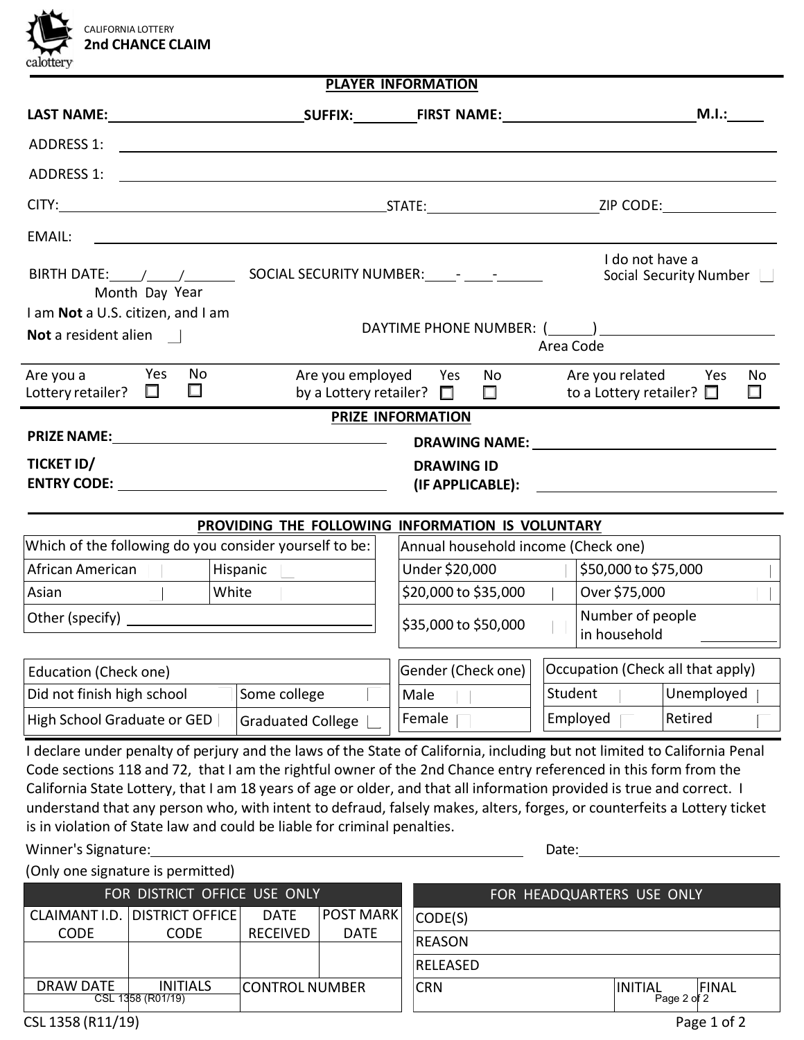CALIFORNIA LOTTERY
**2nd CHANCE CLAIM**

## PLAYER INFORMATION

**LAST NAME:** ____________ **SUFFIX:** ________ **FIRST NAME:** ____________ **M.I.:** ____

ADDRESS 1: ________________________________

ADDRESS 1: ________________________________

CITY: ____________ STATE: ____________ ZIP CODE: ____________

EMAIL: ________________________________

BIRTH DATE: ____/____/______ (Month Day Year) SOCIAL SECURITY NUMBER: ____-____-______ I do not have a Social Security Number ☐

I am **Not** a U.S. citizen, and I am **Not** a resident alien ☐

DAYTIME PHONE NUMBER: (______) ____________ (Area Code)

Are you a Lottery retailer? Yes ☐ No ☐

Are you employed by a Lottery retailer? Yes ☐ No ☐

Are you related to a Lottery retailer? Yes ☐ No ☐

## PRIZE INFORMATION

**PRIZE NAME:** ____________ **DRAWING NAME:** ____________

**TICKET ID/ ENTRY CODE:** ____________ **DRAWING ID (IF APPLICABLE):** ____________

## PROVIDING THE FOLLOWING INFORMATION IS VOLUNTARY

| Which of the following do you consider yourself to be: | |
|---|---|
| African American ☐ | Hispanic ☐ |
| Asian ☐ | White ☐ |
| Other (specify) ____________ | |

| Annual household income (Check one) | |
|---|---|
| Under $20,000 ☐ | $50,000 to $75,000 ☐ |
| $20,000 to $35,000 ☐ | Over $75,000 ☐ |
| $35,000 to $50,000 ☐ | Number of people in household ______ |

| Education (Check one) | |
|---|---|
| Did not finish high school ☐ | Some college ☐ |
| High School Graduate or GED ☐ | Graduated College ☐ |

| Gender (Check one) |
|---|
| Male ☐ |
| Female ☐ |

| Occupation (Check all that apply) | |
|---|---|
| Student ☐ | Unemployed ☐ |
| Employed ☐ | Retired ☐ |

I declare under penalty of perjury and the laws of the State of California, including but not limited to California Penal Code sections 118 and 72, that I am the rightful owner of the 2nd Chance entry referenced in this form from the California State Lottery, that I am 18 years of age or older, and that all information provided is true and correct. I understand that any person who, with intent to defraud, falsely makes, alters, forges, or counterfeits a Lottery ticket is in violation of State law and could be liable for criminal penalties.

Winner's Signature: ________________________ Date: ____________

(Only one signature is permitted)

| FOR DISTRICT OFFICE USE ONLY | | | |
|---|---|---|---|
| CLAIMANT I.D. CODE | DISTRICT OFFICE CODE | DATE RECEIVED | POST MARK DATE |
| | | | |
| DRAW DATE | INITIALS | CONTROL NUMBER | |

| FOR HEADQUARTERS USE ONLY | | |
|---|---|---|
| CODE(S) | | |
| REASON | | |
| RELEASED | | |
| CRN | INITIAL | FINAL |

CSL 1358 (R01/19)

CSL 1358 (R11/19)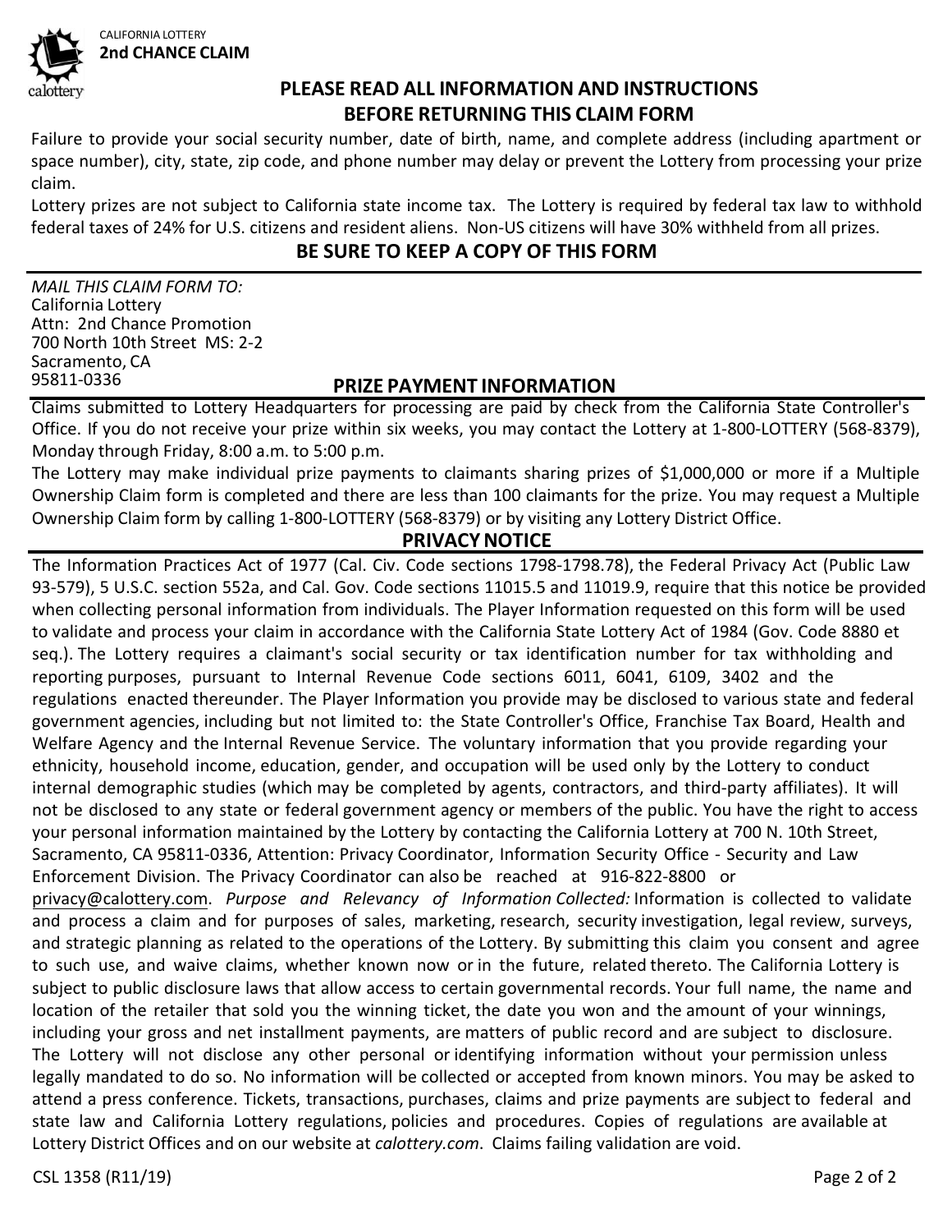CALIFORNIA LOTTERY
**2nd CHANCE CLAIM**

## PLEASE READ ALL INFORMATION AND INSTRUCTIONS BEFORE RETURNING THIS CLAIM FORM

Failure to provide your social security number, date of birth, name, and complete address (including apartment or space number), city, state, zip code, and phone number may delay or prevent the Lottery from processing your prize claim.

Lottery prizes are not subject to California state income tax. The Lottery is required by federal tax law to withhold federal taxes of 24% for U.S. citizens and resident aliens. Non-US citizens will have 30% withheld from all prizes.

### BE SURE TO KEEP A COPY OF THIS FORM

*MAIL THIS CLAIM FORM TO:*
California Lottery
Attn: 2nd Chance Promotion
700 North 10th Street MS: 2-2
Sacramento, CA
95811-0336

## PRIZE PAYMENT INFORMATION

Claims submitted to Lottery Headquarters for processing are paid by check from the California State Controller's Office. If you do not receive your prize within six weeks, you may contact the Lottery at 1-800-LOTTERY (568-8379), Monday through Friday, 8:00 a.m. to 5:00 p.m.

The Lottery may make individual prize payments to claimants sharing prizes of $1,000,000 or more if a Multiple Ownership Claim form is completed and there are less than 100 claimants for the prize. You may request a Multiple Ownership Claim form by calling 1-800-LOTTERY (568-8379) or by visiting any Lottery District Office.

## PRIVACY NOTICE

The Information Practices Act of 1977 (Cal. Civ. Code sections 1798-1798.78), the Federal Privacy Act (Public Law 93-579), 5 U.S.C. section 552a, and Cal. Gov. Code sections 11015.5 and 11019.9, require that this notice be provided when collecting personal information from individuals. The Player Information requested on this form will be used to validate and process your claim in accordance with the California State Lottery Act of 1984 (Gov. Code 8880 et seq.). The Lottery requires a claimant's social security or tax identification number for tax withholding and reporting purposes, pursuant to Internal Revenue Code sections 6011, 6041, 6109, 3402 and the regulations enacted thereunder. The Player Information you provide may be disclosed to various state and federal government agencies, including but not limited to: the State Controller's Office, Franchise Tax Board, Health and Welfare Agency and the Internal Revenue Service. The voluntary information that you provide regarding your ethnicity, household income, education, gender, and occupation will be used only by the Lottery to conduct internal demographic studies (which may be completed by agents, contractors, and third-party affiliates). It will not be disclosed to any state or federal government agency or members of the public. You have the right to access your personal information maintained by the Lottery by contacting the California Lottery at 700 N. 10th Street, Sacramento, CA 95811-0336, Attention: Privacy Coordinator, Information Security Office - Security and Law Enforcement Division. The Privacy Coordinator can also be reached at 916-822-8800 or privacy@calottery.com. *Purpose and Relevancy of Information Collected:* Information is collected to validate and process a claim and for purposes of sales, marketing, research, security investigation, legal review, surveys, and strategic planning as related to the operations of the Lottery. By submitting this claim you consent and agree to such use, and waive claims, whether known now or in the future, related thereto. The California Lottery is subject to public disclosure laws that allow access to certain governmental records. Your full name, the name and location of the retailer that sold you the winning ticket, the date you won and the amount of your winnings, including your gross and net installment payments, are matters of public record and are subject to disclosure. The Lottery will not disclose any other personal or identifying information without your permission unless legally mandated to do so. No information will be collected or accepted from known minors. You may be asked to attend a press conference. Tickets, transactions, purchases, claims and prize payments are subject to federal and state law and California Lottery regulations, policies and procedures. Copies of regulations are available at Lottery District Offices and on our website at *calottery.com*. Claims failing validation are void.

CSL 1358 (R11/19)